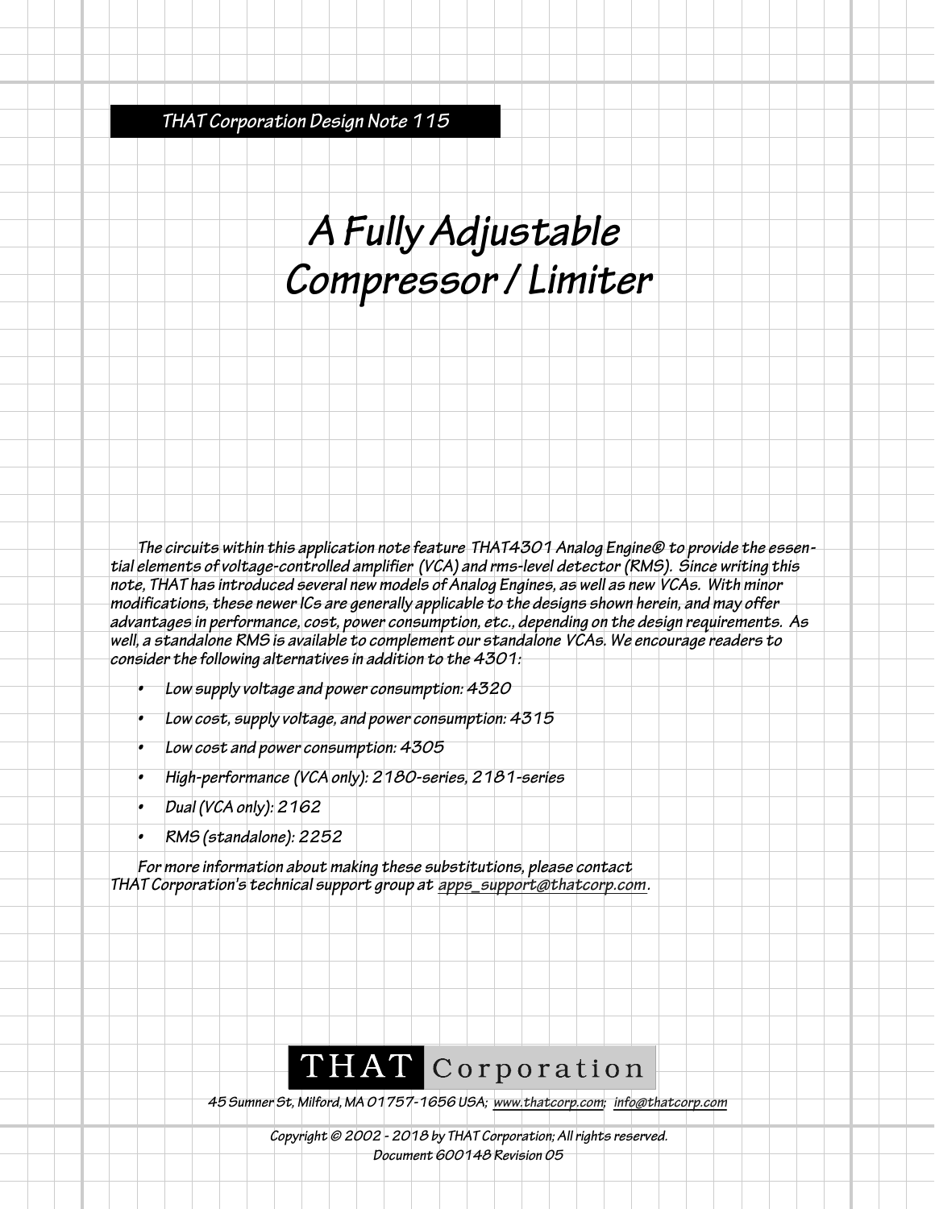THAT Corporation Design Note 115

# A Fully Adjustable Compressor / Limiter

The circuits within this application note feature THAT4301 Analog Engine® to provide the essential elements of voltage-controlled amplifier (VCA) and rms-level detector (RMS). Since writing this note, THAT has introduced several new models of Analog Engines, as well as new VCAs. With minor modifications, these newer ICs are generally applicable to the designs shown herein, and may offer advantages in performance, cost, power consumption, etc., depending on the design requirements. As well, a standalone RMS is available to complement our standalone VCAs. We encourage readers to consider the following alternatives in addition to the 4301:

- Low supply voltage and power consumption: 4320
- Low cost, supply voltage, and power consumption: 4315
- Low cost and power consumption: 4305
- High-performance (VCA only): 2180-series, 2181-series
- Dual (VCA only): 2162
- RMS (standalone): 2252

For more information about making these substitutions, please contact THAT Corporation's technical support group at apps_support@thatcorp.com.

THAT Corporation

45 Sumner St, Milford, MA 01757-1656 USA; www.thatcorp.com; info@thatcorp.com

Copyright © 2002 - 2018 by THAT Corporation; All rights reserved.
Document 600148 Revision 05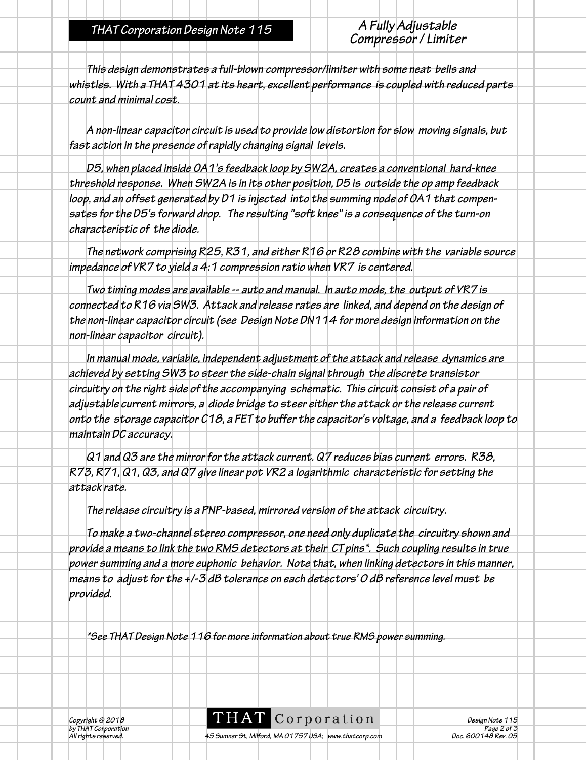This design demonstrates a full-blown compressor/limiter with some neat bells and whistles. With a THAT 4301 at its heart, excellent performance is coupled with reduced parts count and minimal cost.

A non-linear capacitor circuit is used to provide low distortion for slow moving signals, but fast action in the presence of rapidly changing signal levels.

D5, when placed inside OA1's feedback loop by SW2A, creates a conventional hard-knee threshold response. When SW2A is in its other position, D5 is outside the op amp feedback loop, and an offset generated by D1 is injected into the summing node of OA1 that compensates for the D5's forward drop. The resulting "soft knee" is a consequence of the turn-on characteristic of the diode.

The network comprising R25, R31, and either R16 or R28 combine with the variable source impedance of VR7 to yield a 4:1 compression ratio when VR7 is centered.

Two timing modes are available -- auto and manual. In auto mode, the output of VR7 is connected to R16 via SW3. Attack and release rates are linked, and depend on the design of the non-linear capacitor circuit (see Design Note DN114 for more design information on the non-linear capacitor circuit).

In manual mode, variable, independent adjustment of the attack and release dynamics are achieved by setting SW3 to steer the side-chain signal through the discrete transistor circuitry on the right side of the accompanying schematic. This circuit consist of a pair of adjustable current mirrors, a diode bridge to steer either the attack or the release current onto the storage capacitor C18, a FET to buffer the capacitor's voltage, and a feedback loop to maintain DC accuracy.

Q1 and Q3 are the mirror for the attack current. Q7 reduces bias current errors. R38, R73, R71, Q1, Q3, and Q7 give linear pot VR2 a logarithmic characteristic for setting the attack rate.

The release circuitry is a PNP-based, mirrored version of the attack circuitry.

To make a two-channel stereo compressor, one need only duplicate the circuitry shown and provide a means to link the two RMS detectors at their CT pins*. Such coupling results in true power summing and a more euphonic behavior. Note that, when linking detectors in this manner, means to adjust for the +/-3 dB tolerance on each detectors' 0 dB reference level must be provided.

*See THAT Design Note 116 for more information about true RMS power summing.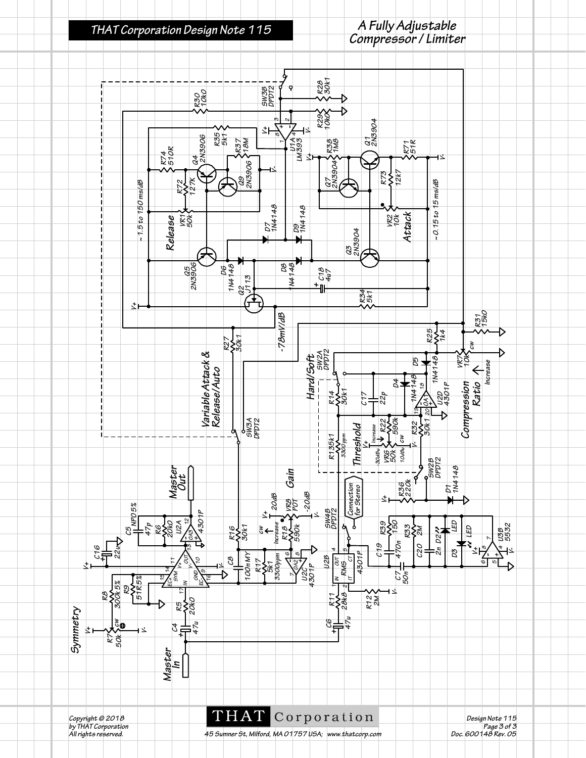Master In

Master Out

Symmetry

Gain

Variable Attack & Release/Auto

Hard/Soft

Threshold

Compression Ratio

Increase

Connection for Stereo

Release

Attack

~1.5 to 150 ms/dB

~0.15 to 15 ms/dB

-78mV/dB

SW3B DPDT2

SW3A DPDT2

SW2A DPDT2

SW2B DPDT2

SW4B DPDT2

U1A LM393

U2A 4301P

U2B 4301P

U2C 4301P

U2D 4301P

U3B 5532

Q1 2N3904

Q2 J113

Q3 2N3904

Q4 2N3906

Q5 2N3906

Q7 2N3904

Q9 2N3906

D1 1N4148

D2 LED

D3 LED

D4 1N4148

D5 1N4148

D6 1N4148

D7 1N4148

D8 1N4148

D9 1N4148

R5 20k0

R6 20k0

R7 50k

R8 300k 5%

R9 51K 5%

R11 28k8

R12 2M

R13 5k1 3300ppm

R14 30k1

R16 30k1

R17 5k1 3300ppm

R18 590k

R22 590k

R25 1k4

R27 30k1

R28 30k1

R29 10k0

R30 10k0

R31 15k0

R32 30k1

R33 2M

R34 5k1

R35 5k1

R36 220k

R37 18M

R38 1M8

R39 150

R71 51R

R72 127k

R73 12k7

R74 510R

VR1 50k

VR2 10k

VR6 50k

VR7 10k

VR8 POT

C4 47u

C5 NPO 5% 47p

C6 47u

C7 50n

C8 100n MY

C16 22u

C17 22p

C18 4u7

C19 470n

C20 2n

+20dB

-20dB

-30dBu

10dBu

CW

V+

V-